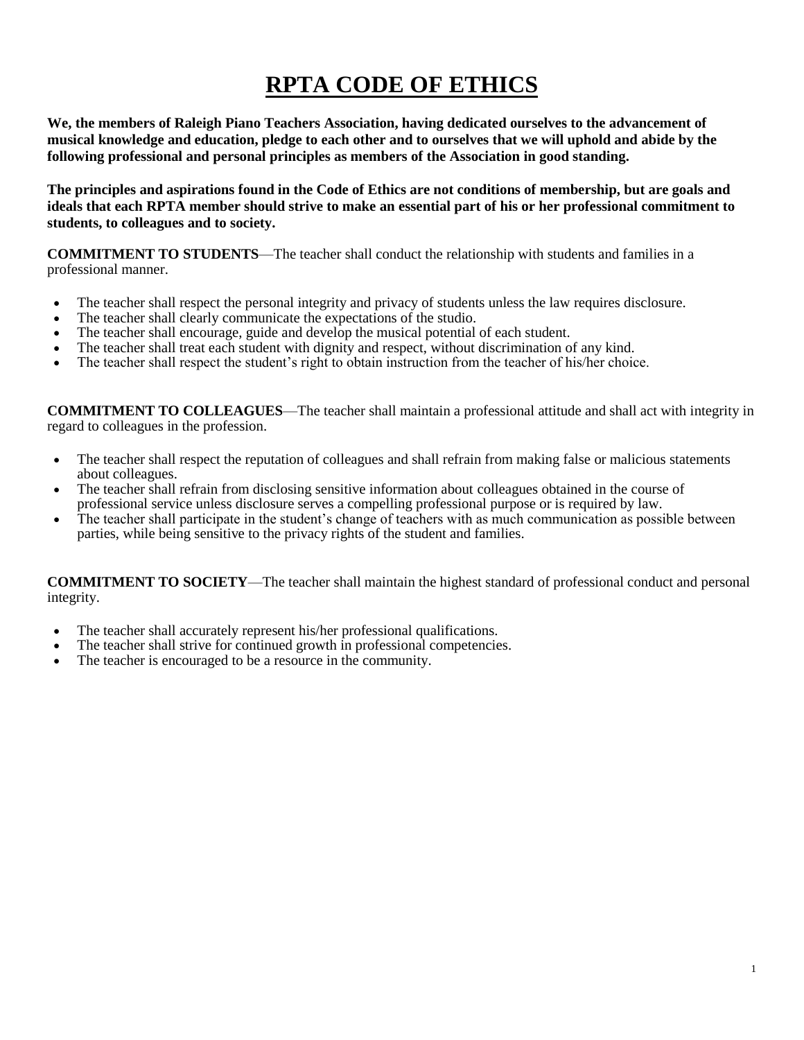# RPTA CODE OF ETHICS

**We, the members of Raleigh Piano Teachers Association, having dedicated ourselves to the advancement of musical knowledge and education, pledge to each other and to ourselves that we will uphold and abide by the following professional and personal principles as members of the Association in good standing.**

**The principles and aspirations found in the Code of Ethics are not conditions of membership, but are goals and ideals that each RPTA member should strive to make an essential part of his or her professional commitment to students, to colleagues and to society.**

**COMMITMENT TO STUDENTS**—The teacher shall conduct the relationship with students and families in a professional manner.

- The teacher shall respect the personal integrity and privacy of students unless the law requires disclosure.
- The teacher shall clearly communicate the expectations of the studio.
- The teacher shall encourage, guide and develop the musical potential of each student.
- The teacher shall treat each student with dignity and respect, without discrimination of any kind.
- The teacher shall respect the student's right to obtain instruction from the teacher of his/her choice.

**COMMITMENT TO COLLEAGUES**—The teacher shall maintain a professional attitude and shall act with integrity in regard to colleagues in the profession.

- The teacher shall respect the reputation of colleagues and shall refrain from making false or malicious statements about colleagues.
- The teacher shall refrain from disclosing sensitive information about colleagues obtained in the course of professional service unless disclosure serves a compelling professional purpose or is required by law.
- The teacher shall participate in the student's change of teachers with as much communication as possible between parties, while being sensitive to the privacy rights of the student and families.

**COMMITMENT TO SOCIETY**—The teacher shall maintain the highest standard of professional conduct and personal integrity.

- The teacher shall accurately represent his/her professional qualifications.
- The teacher shall strive for continued growth in professional competencies.
- The teacher is encouraged to be a resource in the community.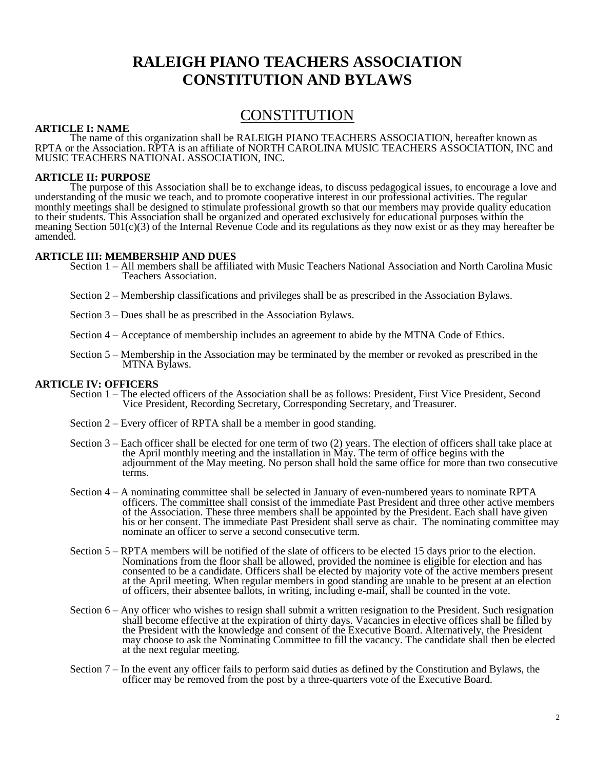# RALEIGH PIANO TEACHERS ASSOCIATION CONSTITUTION AND BYLAWS

## CONSTITUTION

**ARTICLE I: NAME**

The name of this organization shall be RALEIGH PIANO TEACHERS ASSOCIATION, hereafter known as RPTA or the Association. RPTA is an affiliate of NORTH CAROLINA MUSIC TEACHERS ASSOCIATION, INC and MUSIC TEACHERS NATIONAL ASSOCIATION, INC.

**ARTICLE II: PURPOSE**

The purpose of this Association shall be to exchange ideas, to discuss pedagogical issues, to encourage a love and understanding of the music we teach, and to promote cooperative interest in our professional activities. The regular monthly meetings shall be designed to stimulate professional growth so that our members may provide quality education to their students. This Association shall be organized and operated exclusively for educational purposes within the meaning Section 501(c)(3) of the Internal Revenue Code and its regulations as they now exist or as they may hereafter be amended.

**ARTICLE III: MEMBERSHIP AND DUES**

Section 1 – All members shall be affiliated with Music Teachers National Association and North Carolina Music Teachers Association.

Section 2 – Membership classifications and privileges shall be as prescribed in the Association Bylaws.

Section 3 – Dues shall be as prescribed in the Association Bylaws.

Section 4 – Acceptance of membership includes an agreement to abide by the MTNA Code of Ethics.

Section 5 – Membership in the Association may be terminated by the member or revoked as prescribed in the MTNA Bylaws.

**ARTICLE IV: OFFICERS**

Section 1 – The elected officers of the Association shall be as follows: President, First Vice President, Second Vice President, Recording Secretary, Corresponding Secretary, and Treasurer.

Section 2 – Every officer of RPTA shall be a member in good standing.

Section 3 – Each officer shall be elected for one term of two (2) years. The election of officers shall take place at the April monthly meeting and the installation in May. The term of office begins with the adjournment of the May meeting. No person shall hold the same office for more than two consecutive terms.

Section 4 – A nominating committee shall be selected in January of even-numbered years to nominate RPTA officers. The committee shall consist of the immediate Past President and three other active members of the Association. These three members shall be appointed by the President. Each shall have given his or her consent. The immediate Past President shall serve as chair. The nominating committee may nominate an officer to serve a second consecutive term.

Section 5 – RPTA members will be notified of the slate of officers to be elected 15 days prior to the election. Nominations from the floor shall be allowed, provided the nominee is eligible for election and has consented to be a candidate. Officers shall be elected by majority vote of the active members present at the April meeting. When regular members in good standing are unable to be present at an election of officers, their absentee ballots, in writing, including e-mail, shall be counted in the vote.

Section 6 – Any officer who wishes to resign shall submit a written resignation to the President. Such resignation shall become effective at the expiration of thirty days. Vacancies in elective offices shall be filled by the President with the knowledge and consent of the Executive Board. Alternatively, the President may choose to ask the Nominating Committee to fill the vacancy. The candidate shall then be elected at the next regular meeting.

Section 7 – In the event any officer fails to perform said duties as defined by the Constitution and Bylaws, the officer may be removed from the post by a three-quarters vote of the Executive Board.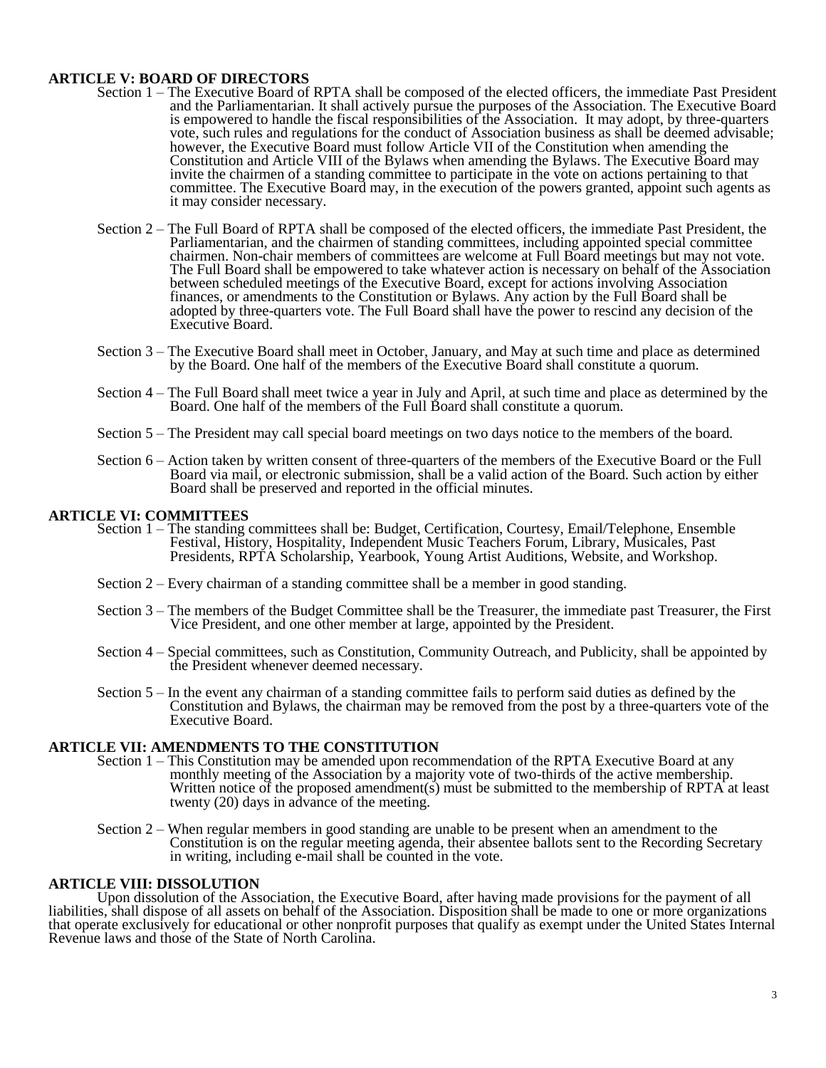## ARTICLE V: BOARD OF DIRECTORS

Section 1 – The Executive Board of RPTA shall be composed of the elected officers, the immediate Past President and the Parliamentarian. It shall actively pursue the purposes of the Association. The Executive Board is empowered to handle the fiscal responsibilities of the Association. It may adopt, by three-quarters vote, such rules and regulations for the conduct of Association business as shall be deemed advisable; however, the Executive Board must follow Article VII of the Constitution when amending the Constitution and Article VIII of the Bylaws when amending the Bylaws. The Executive Board may invite the chairmen of a standing committee to participate in the vote on actions pertaining to that committee. The Executive Board may, in the execution of the powers granted, appoint such agents as it may consider necessary.

Section 2 – The Full Board of RPTA shall be composed of the elected officers, the immediate Past President, the Parliamentarian, and the chairmen of standing committees, including appointed special committee chairmen. Non-chair members of committees are welcome at Full Board meetings but may not vote. The Full Board shall be empowered to take whatever action is necessary on behalf of the Association between scheduled meetings of the Executive Board, except for actions involving Association finances, or amendments to the Constitution or Bylaws. Any action by the Full Board shall be adopted by three-quarters vote. The Full Board shall have the power to rescind any decision of the Executive Board.

Section 3 – The Executive Board shall meet in October, January, and May at such time and place as determined by the Board. One half of the members of the Executive Board shall constitute a quorum.

Section 4 – The Full Board shall meet twice a year in July and April, at such time and place as determined by the Board. One half of the members of the Full Board shall constitute a quorum.

Section 5 – The President may call special board meetings on two days notice to the members of the board.

Section 6 – Action taken by written consent of three-quarters of the members of the Executive Board or the Full Board via mail, or electronic submission, shall be a valid action of the Board. Such action by either Board shall be preserved and reported in the official minutes.

## ARTICLE VI: COMMITTEES

Section 1 – The standing committees shall be: Budget, Certification, Courtesy, Email/Telephone, Ensemble Festival, History, Hospitality, Independent Music Teachers Forum, Library, Musicales, Past Presidents, RPTA Scholarship, Yearbook, Young Artist Auditions, Website, and Workshop.

Section 2 – Every chairman of a standing committee shall be a member in good standing.

Section 3 – The members of the Budget Committee shall be the Treasurer, the immediate past Treasurer, the First Vice President, and one other member at large, appointed by the President.

Section 4 – Special committees, such as Constitution, Community Outreach, and Publicity, shall be appointed by the President whenever deemed necessary.

Section 5 – In the event any chairman of a standing committee fails to perform said duties as defined by the Constitution and Bylaws, the chairman may be removed from the post by a three-quarters vote of the Executive Board.

## ARTICLE VII: AMENDMENTS TO THE CONSTITUTION

Section 1 – This Constitution may be amended upon recommendation of the RPTA Executive Board at any monthly meeting of the Association by a majority vote of two-thirds of the active membership. Written notice of the proposed amendment(s) must be submitted to the membership of RPTA at least twenty (20) days in advance of the meeting.

Section 2 – When regular members in good standing are unable to be present when an amendment to the Constitution is on the regular meeting agenda, their absentee ballots sent to the Recording Secretary in writing, including e-mail shall be counted in the vote.

## ARTICLE VIII: DISSOLUTION

Upon dissolution of the Association, the Executive Board, after having made provisions for the payment of all liabilities, shall dispose of all assets on behalf of the Association. Disposition shall be made to one or more organizations that operate exclusively for educational or other nonprofit purposes that qualify as exempt under the United States Internal Revenue laws and those of the State of North Carolina.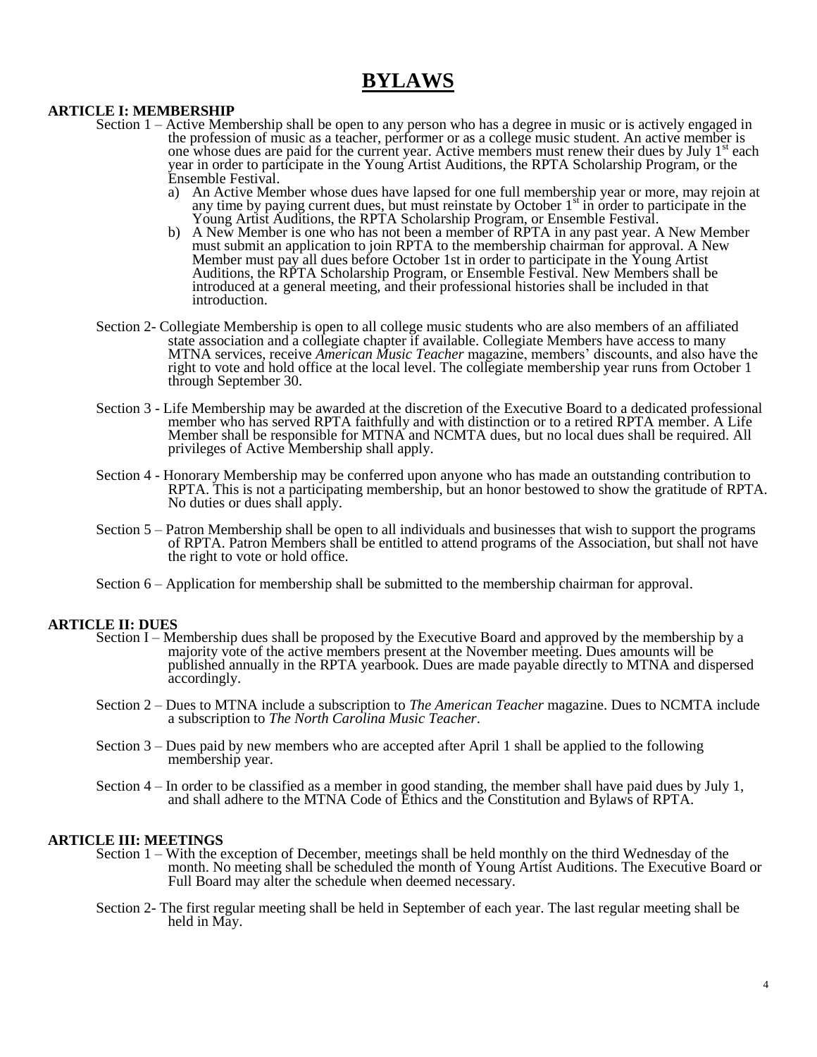# BYLAWS

**ARTICLE I: MEMBERSHIP**

Section 1 – Active Membership shall be open to any person who has a degree in music or is actively engaged in the profession of music as a teacher, performer or as a college music student. An active member is one whose dues are paid for the current year. Active members must renew their dues by July 1st each year in order to participate in the Young Artist Auditions, the RPTA Scholarship Program, or the Ensemble Festival.

a) An Active Member whose dues have lapsed for one full membership year or more, may rejoin at any time by paying current dues, but must reinstate by October 1st in order to participate in the Young Artist Auditions, the RPTA Scholarship Program, or Ensemble Festival.

b) A New Member is one who has not been a member of RPTA in any past year. A New Member must submit an application to join RPTA to the membership chairman for approval. A New Member must pay all dues before October 1st in order to participate in the Young Artist Auditions, the RPTA Scholarship Program, or Ensemble Festival. New Members shall be introduced at a general meeting, and their professional histories shall be included in that introduction.

Section 2- Collegiate Membership is open to all college music students who are also members of an affiliated state association and a collegiate chapter if available. Collegiate Members have access to many MTNA services, receive *American Music Teacher* magazine, members' discounts, and also have the right to vote and hold office at the local level. The collegiate membership year runs from October 1 through September 30.

Section 3 - Life Membership may be awarded at the discretion of the Executive Board to a dedicated professional member who has served RPTA faithfully and with distinction or to a retired RPTA member. A Life Member shall be responsible for MTNA and NCMTA dues, but no local dues shall be required. All privileges of Active Membership shall apply.

Section 4 - Honorary Membership may be conferred upon anyone who has made an outstanding contribution to RPTA. This is not a participating membership, but an honor bestowed to show the gratitude of RPTA. No duties or dues shall apply.

Section 5 – Patron Membership shall be open to all individuals and businesses that wish to support the programs of RPTA. Patron Members shall be entitled to attend programs of the Association, but shall not have the right to vote or hold office.

Section 6 – Application for membership shall be submitted to the membership chairman for approval.

**ARTICLE II: DUES**

Section I – Membership dues shall be proposed by the Executive Board and approved by the membership by a majority vote of the active members present at the November meeting. Dues amounts will be published annually in the RPTA yearbook. Dues are made payable directly to MTNA and dispersed accordingly.

Section 2 – Dues to MTNA include a subscription to *The American Teacher* magazine. Dues to NCMTA include a subscription to *The North Carolina Music Teacher*.

Section 3 – Dues paid by new members who are accepted after April 1 shall be applied to the following membership year.

Section 4 – In order to be classified as a member in good standing, the member shall have paid dues by July 1, and shall adhere to the MTNA Code of Ethics and the Constitution and Bylaws of RPTA.

**ARTICLE III: MEETINGS**

Section 1 – With the exception of December, meetings shall be held monthly on the third Wednesday of the month. No meeting shall be scheduled the month of Young Artist Auditions. The Executive Board or Full Board may alter the schedule when deemed necessary.

Section 2- The first regular meeting shall be held in September of each year. The last regular meeting shall be held in May.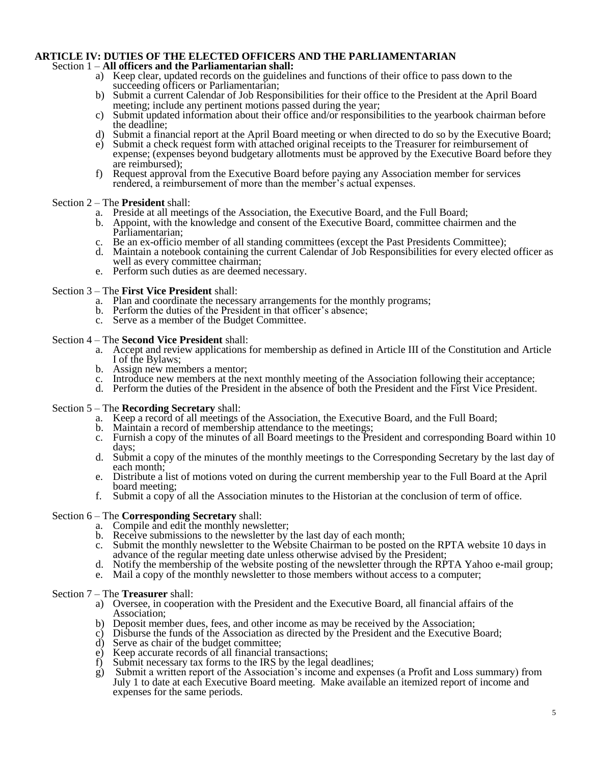## ARTICLE IV: DUTIES OF THE ELECTED OFFICERS AND THE PARLIAMENTARIAN

Section 1 – **All officers and the Parliamentarian shall:**

a) Keep clear, updated records on the guidelines and functions of their office to pass down to the succeeding officers or Parliamentarian;
b) Submit a current Calendar of Job Responsibilities for their office to the President at the April Board meeting; include any pertinent motions passed during the year;
c) Submit updated information about their office and/or responsibilities to the yearbook chairman before the deadline;
d) Submit a financial report at the April Board meeting or when directed to do so by the Executive Board;
e) Submit a check request form with attached original receipts to the Treasurer for reimbursement of expense; (expenses beyond budgetary allotments must be approved by the Executive Board before they are reimbursed);
f) Request approval from the Executive Board before paying any Association member for services rendered, a reimbursement of more than the member's actual expenses.

Section 2 – The **President** shall:

a. Preside at all meetings of the Association, the Executive Board, and the Full Board;
b. Appoint, with the knowledge and consent of the Executive Board, committee chairmen and the Parliamentarian;
c. Be an ex-officio member of all standing committees (except the Past Presidents Committee);
d. Maintain a notebook containing the current Calendar of Job Responsibilities for every elected officer as well as every committee chairman;
e. Perform such duties as are deemed necessary.

Section 3 – The **First Vice President** shall:

a. Plan and coordinate the necessary arrangements for the monthly programs;
b. Perform the duties of the President in that officer's absence;
c. Serve as a member of the Budget Committee.

Section 4 – The **Second Vice President** shall:

a. Accept and review applications for membership as defined in Article III of the Constitution and Article I of the Bylaws;
b. Assign new members a mentor;
c. Introduce new members at the next monthly meeting of the Association following their acceptance;
d. Perform the duties of the President in the absence of both the President and the First Vice President.

Section 5 – The **Recording Secretary** shall:

a. Keep a record of all meetings of the Association, the Executive Board, and the Full Board;
b. Maintain a record of membership attendance to the meetings;
c. Furnish a copy of the minutes of all Board meetings to the President and corresponding Board within 10 days;
d. Submit a copy of the minutes of the monthly meetings to the Corresponding Secretary by the last day of each month;
e. Distribute a list of motions voted on during the current membership year to the Full Board at the April board meeting;
f. Submit a copy of all the Association minutes to the Historian at the conclusion of term of office.

Section 6 – The **Corresponding Secretary** shall:

a. Compile and edit the monthly newsletter;
b. Receive submissions to the newsletter by the last day of each month;
c. Submit the monthly newsletter to the Website Chairman to be posted on the RPTA website 10 days in advance of the regular meeting date unless otherwise advised by the President;
d. Notify the membership of the website posting of the newsletter through the RPTA Yahoo e-mail group;
e. Mail a copy of the monthly newsletter to those members without access to a computer;

Section 7 – The **Treasurer** shall:

a) Oversee, in cooperation with the President and the Executive Board, all financial affairs of the Association;
b) Deposit member dues, fees, and other income as may be received by the Association;
c) Disburse the funds of the Association as directed by the President and the Executive Board;
d) Serve as chair of the budget committee;
e) Keep accurate records of all financial transactions;
f) Submit necessary tax forms to the IRS by the legal deadlines;
g) Submit a written report of the Association's income and expenses (a Profit and Loss summary) from July 1 to date at each Executive Board meeting. Make available an itemized report of income and expenses for the same periods.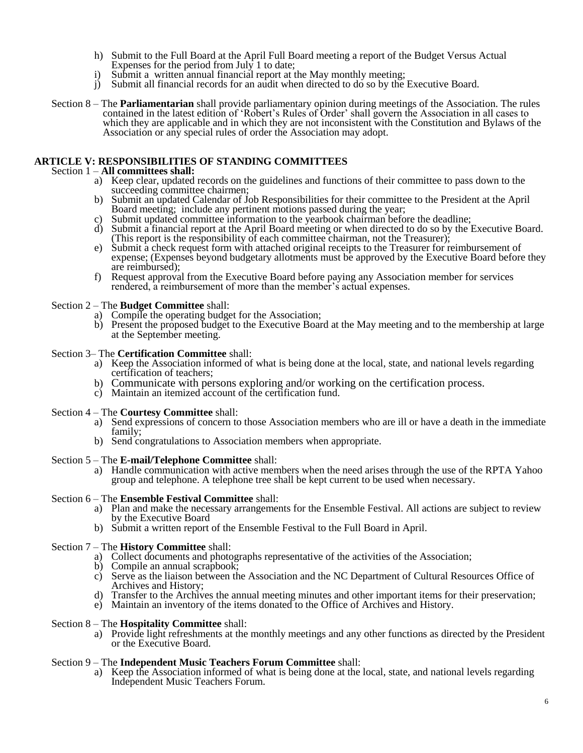h) Submit to the Full Board at the April Full Board meeting a report of the Budget Versus Actual Expenses for the period from July 1 to date;
i) Submit a written annual financial report at the May monthly meeting;
j) Submit all financial records for an audit when directed to do so by the Executive Board.

Section 8 – The **Parliamentarian** shall provide parliamentary opinion during meetings of the Association. The rules contained in the latest edition of 'Robert's Rules of Order' shall govern the Association in all cases to which they are applicable and in which they are not inconsistent with the Constitution and Bylaws of the Association or any special rules of order the Association may adopt.

## ARTICLE V: RESPONSIBILITIES OF STANDING COMMITTEES

Section 1 – **All committees shall:**

a) Keep clear, updated records on the guidelines and functions of their committee to pass down to the succeeding committee chairmen;
b) Submit an updated Calendar of Job Responsibilities for their committee to the President at the April Board meeting; include any pertinent motions passed during the year;
c) Submit updated committee information to the yearbook chairman before the deadline;
d) Submit a financial report at the April Board meeting or when directed to do so by the Executive Board. (This report is the responsibility of each committee chairman, not the Treasurer);
e) Submit a check request form with attached original receipts to the Treasurer for reimbursement of expense; (Expenses beyond budgetary allotments must be approved by the Executive Board before they are reimbursed);
f) Request approval from the Executive Board before paying any Association member for services rendered, a reimbursement of more than the member's actual expenses.

Section 2 – The **Budget Committee** shall:

a) Compile the operating budget for the Association;
b) Present the proposed budget to the Executive Board at the May meeting and to the membership at large at the September meeting.

Section 3– The **Certification Committee** shall:

a) Keep the Association informed of what is being done at the local, state, and national levels regarding certification of teachers;
b) Communicate with persons exploring and/or working on the certification process.
c) Maintain an itemized account of the certification fund.

Section 4 – The **Courtesy Committee** shall:

a) Send expressions of concern to those Association members who are ill or have a death in the immediate family;
b) Send congratulations to Association members when appropriate.

Section 5 – The **E-mail/Telephone Committee** shall:

a) Handle communication with active members when the need arises through the use of the RPTA Yahoo group and telephone. A telephone tree shall be kept current to be used when necessary.

Section 6 – The **Ensemble Festival Committee** shall:

a) Plan and make the necessary arrangements for the Ensemble Festival. All actions are subject to review by the Executive Board
b) Submit a written report of the Ensemble Festival to the Full Board in April.

Section 7 – The **History Committee** shall:

a) Collect documents and photographs representative of the activities of the Association;
b) Compile an annual scrapbook;
c) Serve as the liaison between the Association and the NC Department of Cultural Resources Office of Archives and History;
d) Transfer to the Archives the annual meeting minutes and other important items for their preservation;
e) Maintain an inventory of the items donated to the Office of Archives and History.

Section 8 – The **Hospitality Committee** shall:

a) Provide light refreshments at the monthly meetings and any other functions as directed by the President or the Executive Board.

Section 9 – The **Independent Music Teachers Forum Committee** shall:

a) Keep the Association informed of what is being done at the local, state, and national levels regarding Independent Music Teachers Forum.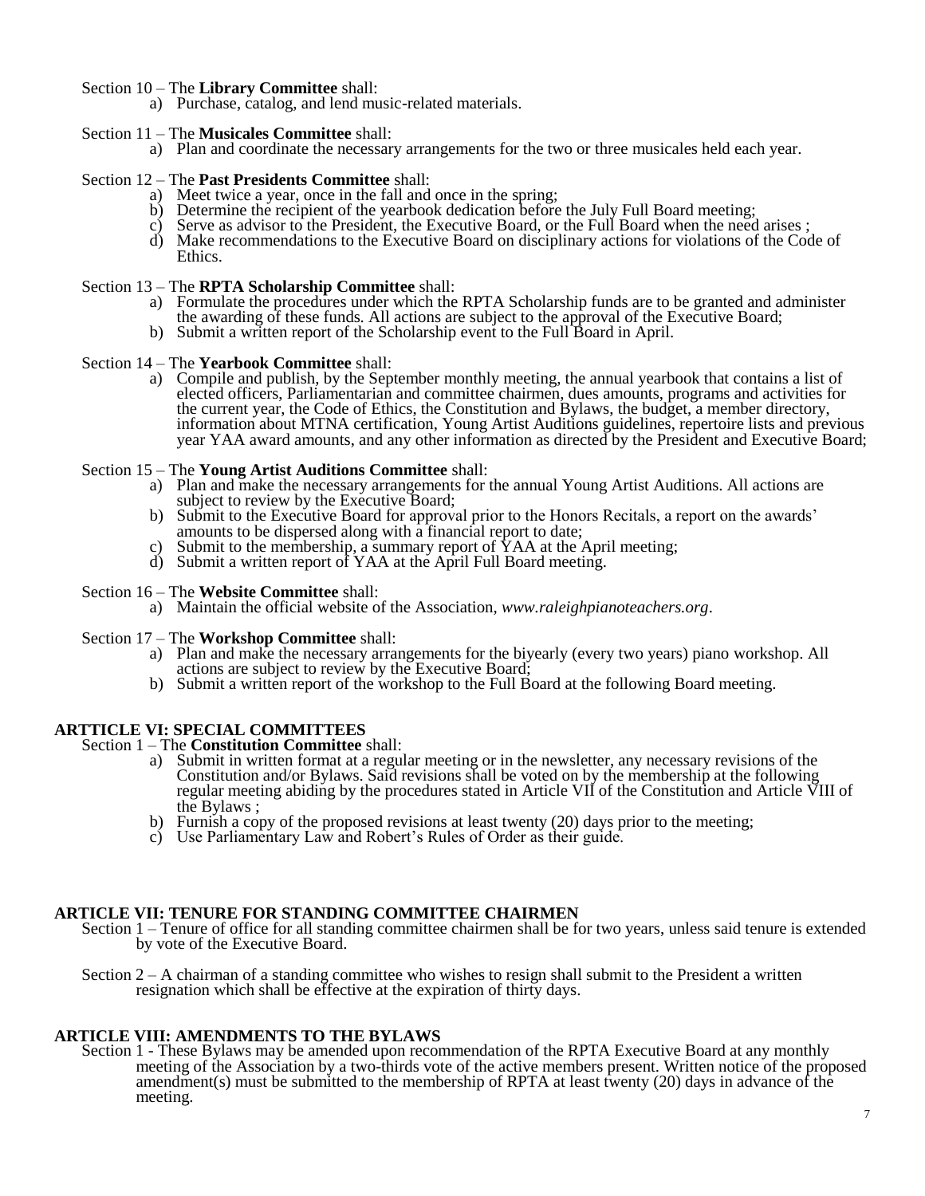Section 10 – The **Library Committee** shall:

a) Purchase, catalog, and lend music-related materials.

Section 11 – The **Musicales Committee** shall:

a) Plan and coordinate the necessary arrangements for the two or three musicales held each year.

Section 12 – The **Past Presidents Committee** shall:

a) Meet twice a year, once in the fall and once in the spring;
b) Determine the recipient of the yearbook dedication before the July Full Board meeting;
c) Serve as advisor to the President, the Executive Board, or the Full Board when the need arises ;
d) Make recommendations to the Executive Board on disciplinary actions for violations of the Code of Ethics.

Section 13 – The **RPTA Scholarship Committee** shall:

a) Formulate the procedures under which the RPTA Scholarship funds are to be granted and administer the awarding of these funds. All actions are subject to the approval of the Executive Board;
b) Submit a written report of the Scholarship event to the Full Board in April.

Section 14 – The **Yearbook Committee** shall:

a) Compile and publish, by the September monthly meeting, the annual yearbook that contains a list of elected officers, Parliamentarian and committee chairmen, dues amounts, programs and activities for the current year, the Code of Ethics, the Constitution and Bylaws, the budget, a member directory, information about MTNA certification, Young Artist Auditions guidelines, repertoire lists and previous year YAA award amounts, and any other information as directed by the President and Executive Board;

Section 15 – The **Young Artist Auditions Committee** shall:

a) Plan and make the necessary arrangements for the annual Young Artist Auditions. All actions are subject to review by the Executive Board;
b) Submit to the Executive Board for approval prior to the Honors Recitals, a report on the awards' amounts to be dispersed along with a financial report to date;
c) Submit to the membership, a summary report of YAA at the April meeting;
d) Submit a written report of YAA at the April Full Board meeting.

Section 16 – The **Website Committee** shall:

a) Maintain the official website of the Association, *www.raleighpianoteachers.org*.

Section 17 – The **Workshop Committee** shall:

a) Plan and make the necessary arrangements for the biyearly (every two years) piano workshop. All actions are subject to review by the Executive Board;
b) Submit a written report of the workshop to the Full Board at the following Board meeting.

## ARTTICLE VI: SPECIAL COMMITTEES

Section 1 – The **Constitution Committee** shall:

a) Submit in written format at a regular meeting or in the newsletter, any necessary revisions of the Constitution and/or Bylaws. Said revisions shall be voted on by the membership at the following regular meeting abiding by the procedures stated in Article VII of the Constitution and Article VIII of the Bylaws ;
b) Furnish a copy of the proposed revisions at least twenty (20) days prior to the meeting;
c) Use Parliamentary Law and Robert's Rules of Order as their guide.

## ARTICLE VII: TENURE FOR STANDING COMMITTEE CHAIRMEN

Section 1 – Tenure of office for all standing committee chairmen shall be for two years, unless said tenure is extended by vote of the Executive Board.

Section 2 – A chairman of a standing committee who wishes to resign shall submit to the President a written resignation which shall be effective at the expiration of thirty days.

## ARTICLE VIII: AMENDMENTS TO THE BYLAWS

Section 1 - These Bylaws may be amended upon recommendation of the RPTA Executive Board at any monthly meeting of the Association by a two-thirds vote of the active members present. Written notice of the proposed amendment(s) must be submitted to the membership of RPTA at least twenty (20) days in advance of the meeting.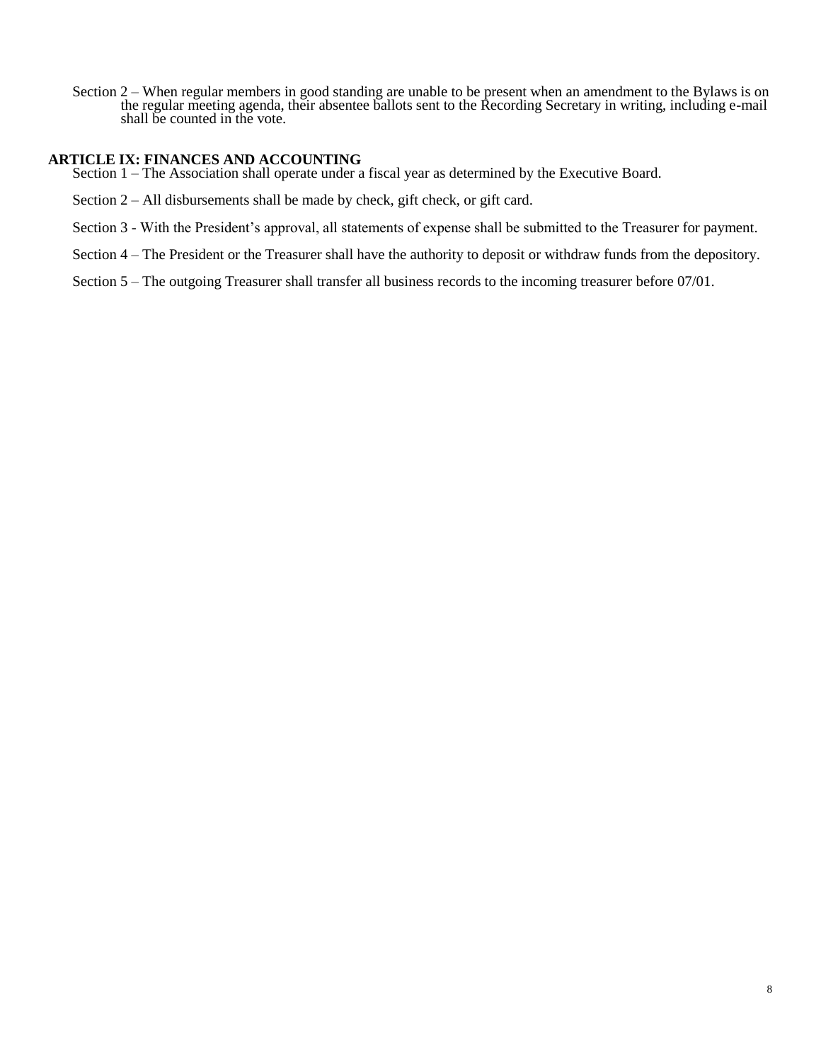Section 2 – When regular members in good standing are unable to be present when an amendment to the Bylaws is on the regular meeting agenda, their absentee ballots sent to the Recording Secretary in writing, including e-mail shall be counted in the vote.

**ARTICLE IX: FINANCES AND ACCOUNTING**

Section 1 – The Association shall operate under a fiscal year as determined by the Executive Board.

Section 2 – All disbursements shall be made by check, gift check, or gift card.

Section 3 - With the President's approval, all statements of expense shall be submitted to the Treasurer for payment.

Section 4 – The President or the Treasurer shall have the authority to deposit or withdraw funds from the depository.

Section 5 – The outgoing Treasurer shall transfer all business records to the incoming treasurer before 07/01.